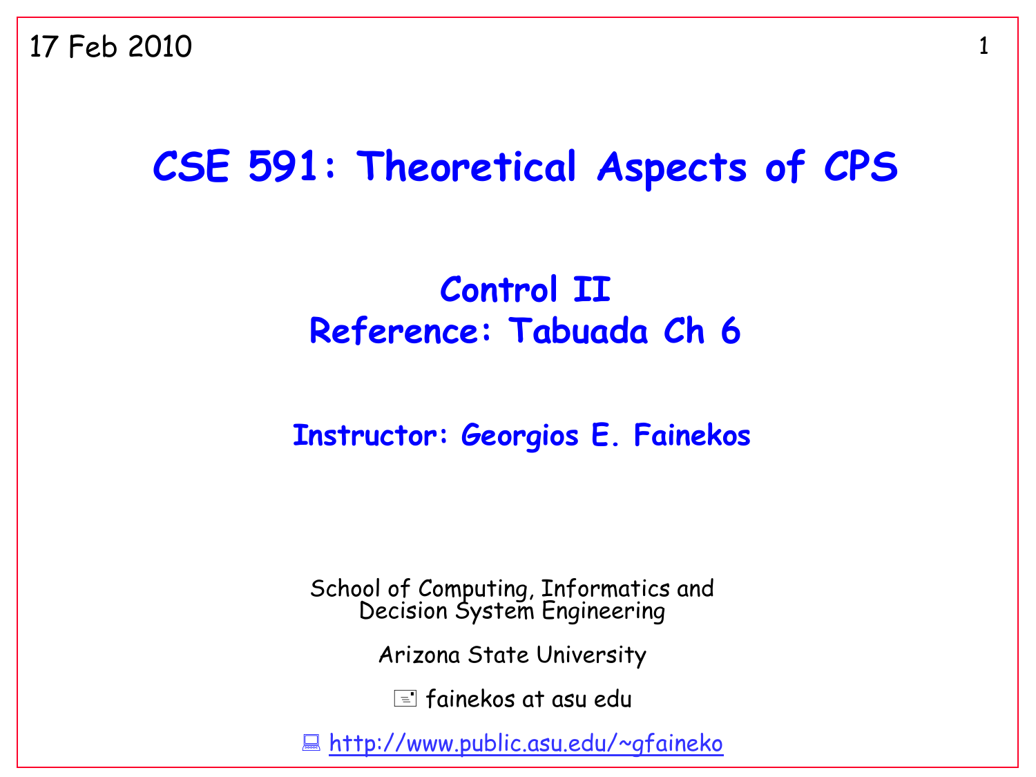17 Feb 2010

# CSE 591: Theoretical Aspects of CPS

## Control II
## Reference: Tabuada Ch 6

### Instructor: Georgios E. Fainekos

School of Computing, Informatics and Decision System Engineering

Arizona State University

fainekos at asu edu

http://www.public.asu.edu/~gfaineko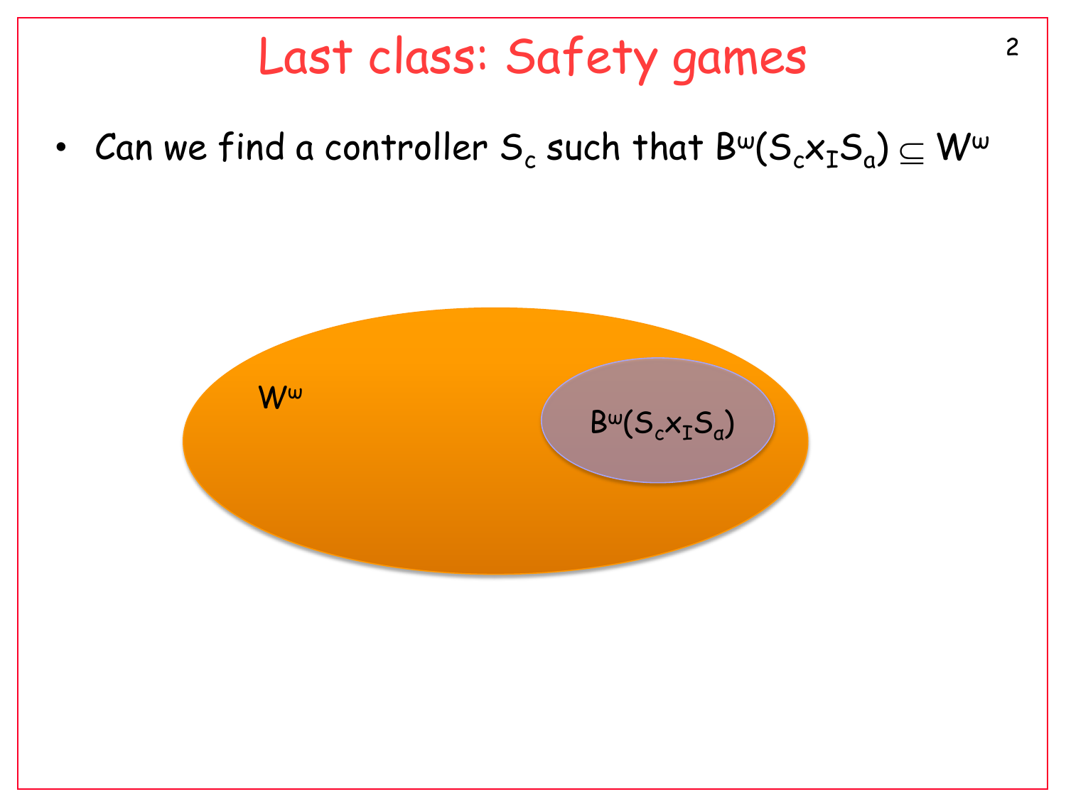# Last class: Safety games

- Can we find a controller $S_c$ such that $B^\omega(S_c \times_I S_a) \subseteq W^\omega$

$W^\omega$

$B^\omega(S_c \times_I S_a)$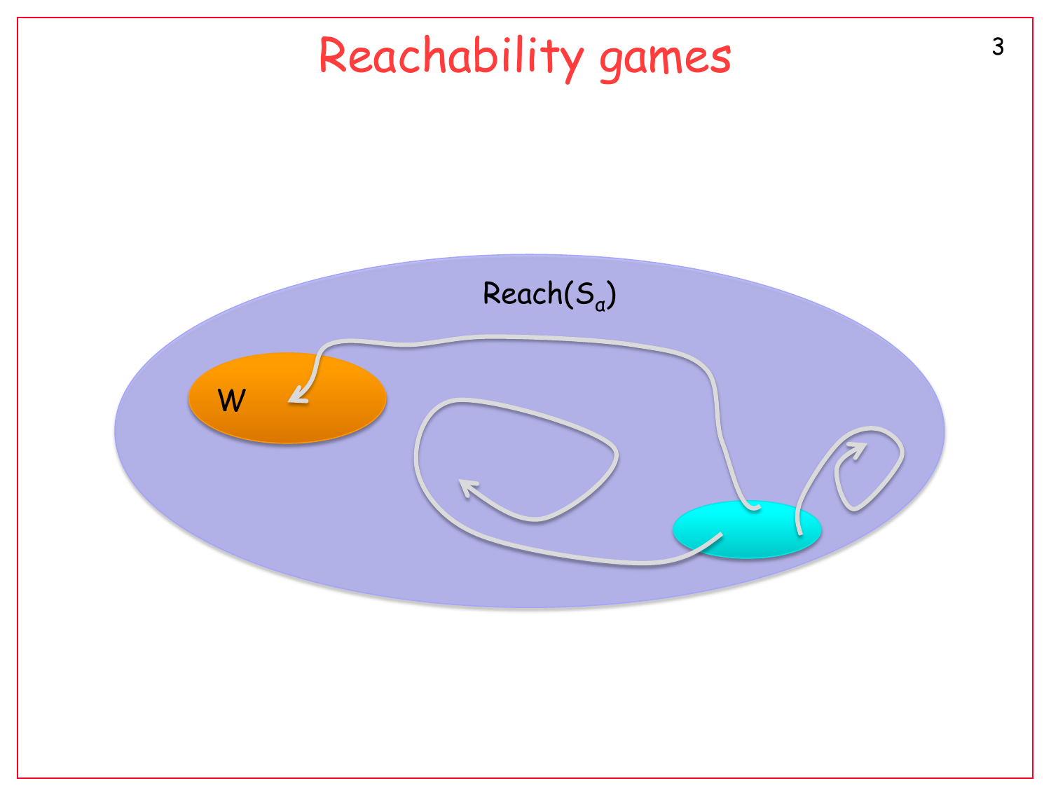# Reachability games

Reach($S_\alpha$)

W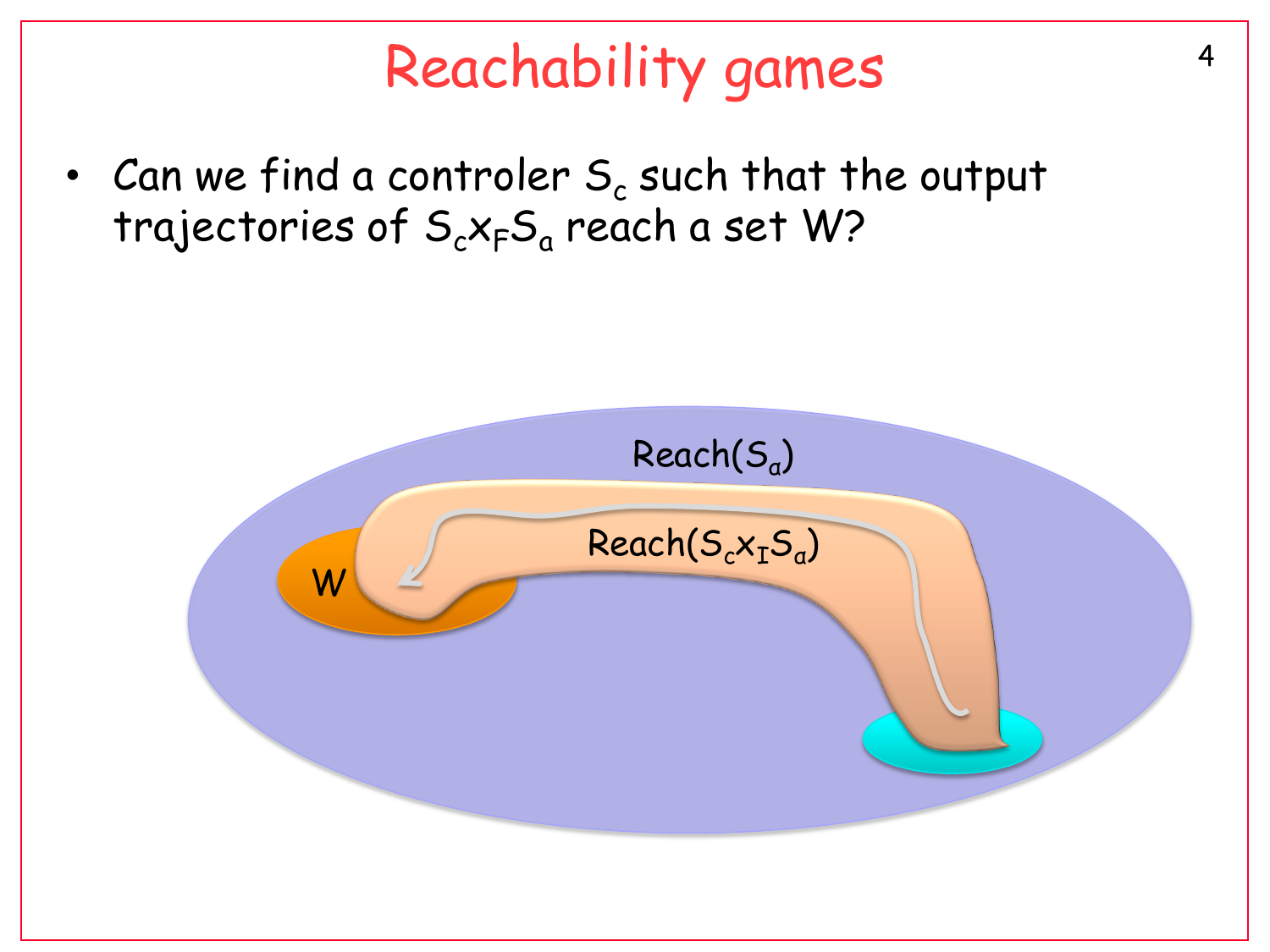# Reachability games

- Can we find a controler $S_c$ such that the output trajectories of $S_c x_F S_a$ reach a set W?

W

Reach($S_a$)

Reach($S_c x_I S_a$)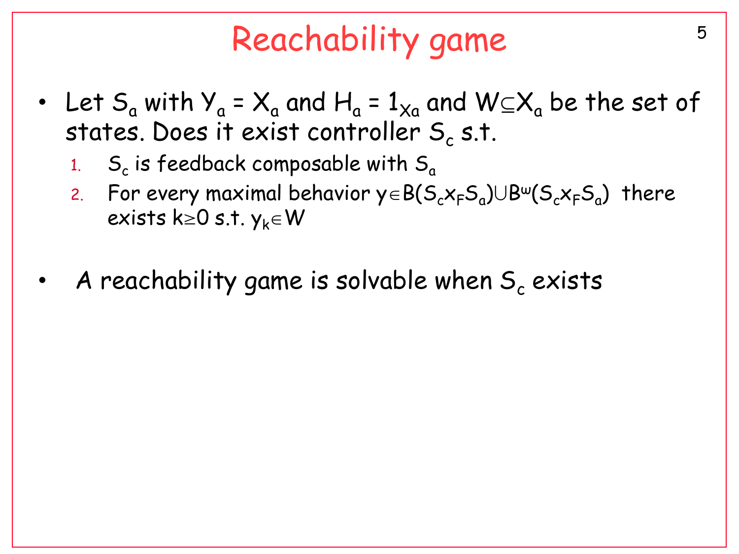# Reachability game

- Let $S_a$ with $Y_a = X_a$ and $H_a = 1_{X_a}$ and $W \subseteq X_a$ be the set of states. Does it exist controller $S_c$ s.t.
  1. $S_c$ is feedback composable with $S_a$
  2. For every maximal behavior $y \in B(S_c \times_F S_a) \cup B^\omega(S_c \times_F S_a)$ there exists $k \geq 0$ s.t. $y_k \in W$

- A reachability game is solvable when $S_c$ exists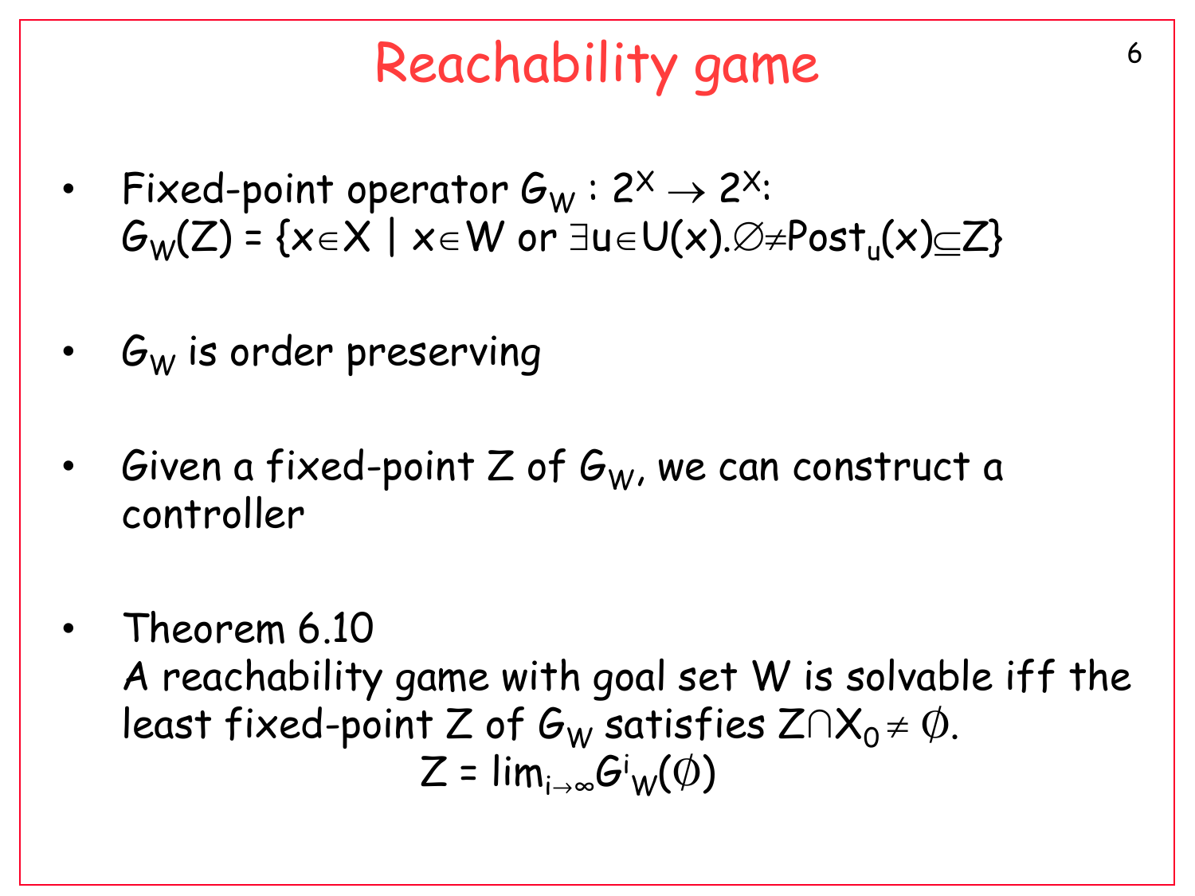# Reachability game

- Fixed-point operator $G_W : 2^X \rightarrow 2^X$:
  $G_W(Z) = \{x \in X \mid x \in W \text{ or } \exists u \in U(x). \emptyset \neq Post_u(x) \subseteq Z\}$

- $G_W$ is order preserving

- Given a fixed-point $Z$ of $G_W$, we can construct a controller

- Theorem 6.10
  A reachability game with goal set $W$ is solvable iff the least fixed-point $Z$ of $G_W$ satisfies $Z \cap X_0 \neq \emptyset$.

$$Z = \lim_{i \rightarrow \infty} G^i_W(\emptyset)$$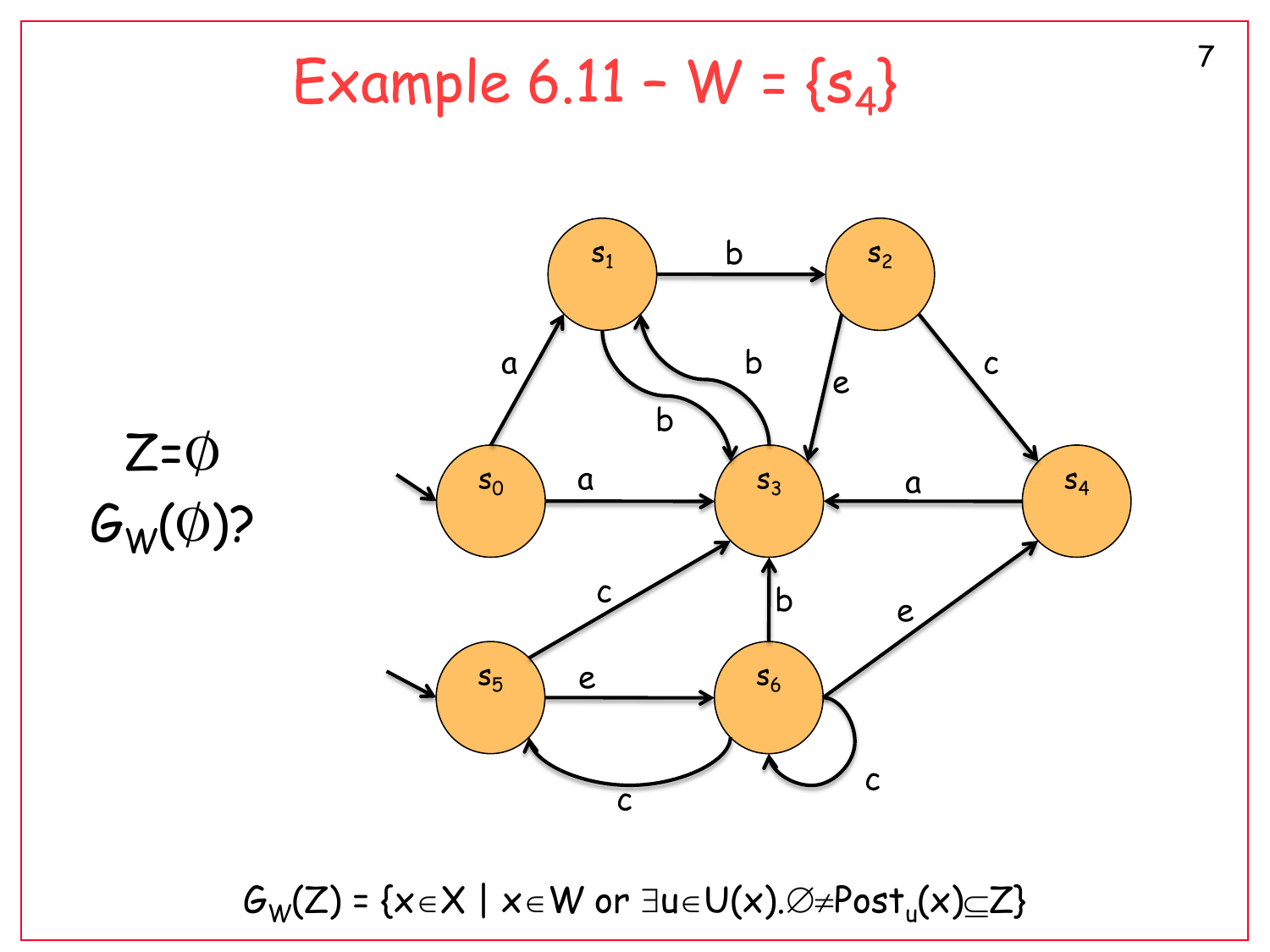# Example 6.11 – $W = \{s_4\}$

$Z=\emptyset$

$G_W(\emptyset)$?

$G_W(Z) = \{x \in X \mid x \in W \text{ or } \exists u \in U(x). \emptyset \neq Post_u(x) \subseteq Z\}$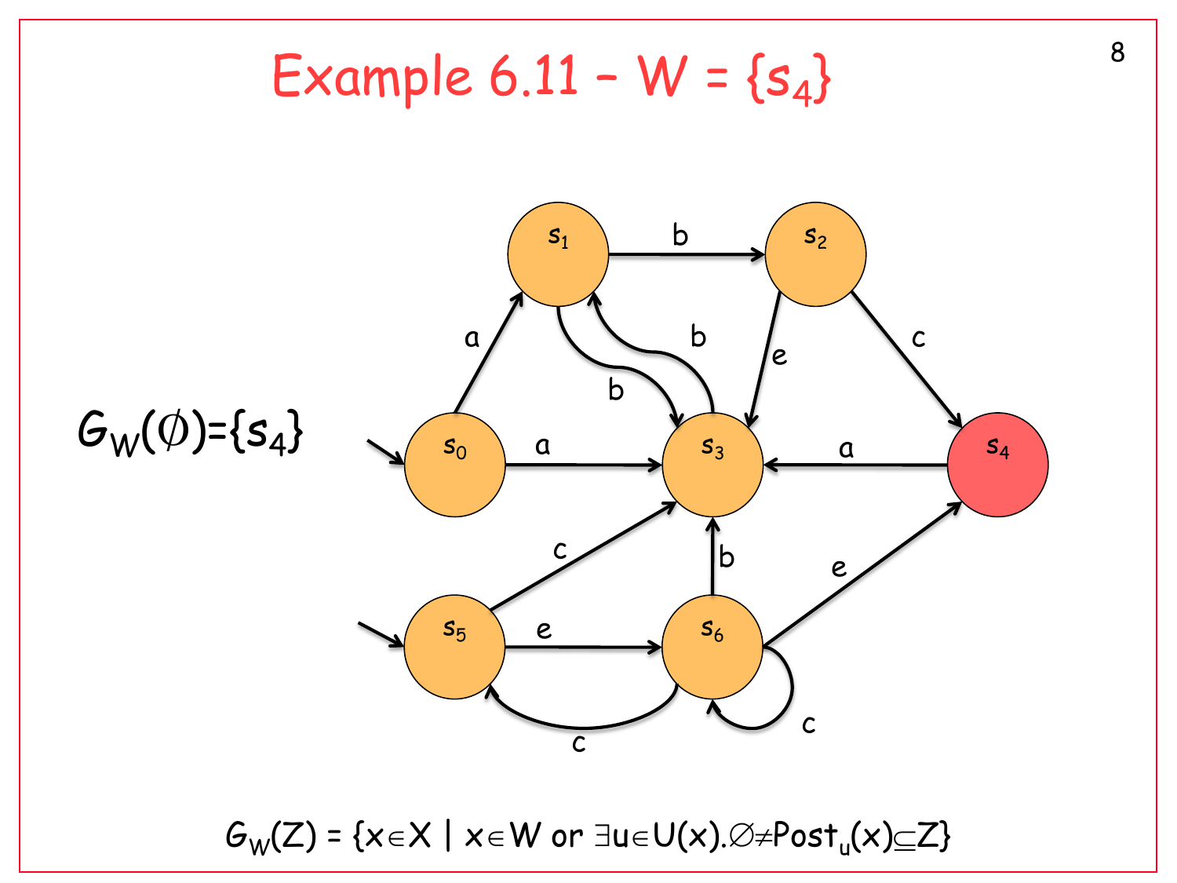# Example 6.11 – $W = \{s_4\}$

$G_W(\emptyset)=\{s_4\}$

$$G_W(Z) = \{x \in X \mid x \in W \text{ or } \exists u \in U(x). \emptyset \neq Post_u(x) \subseteq Z\}$$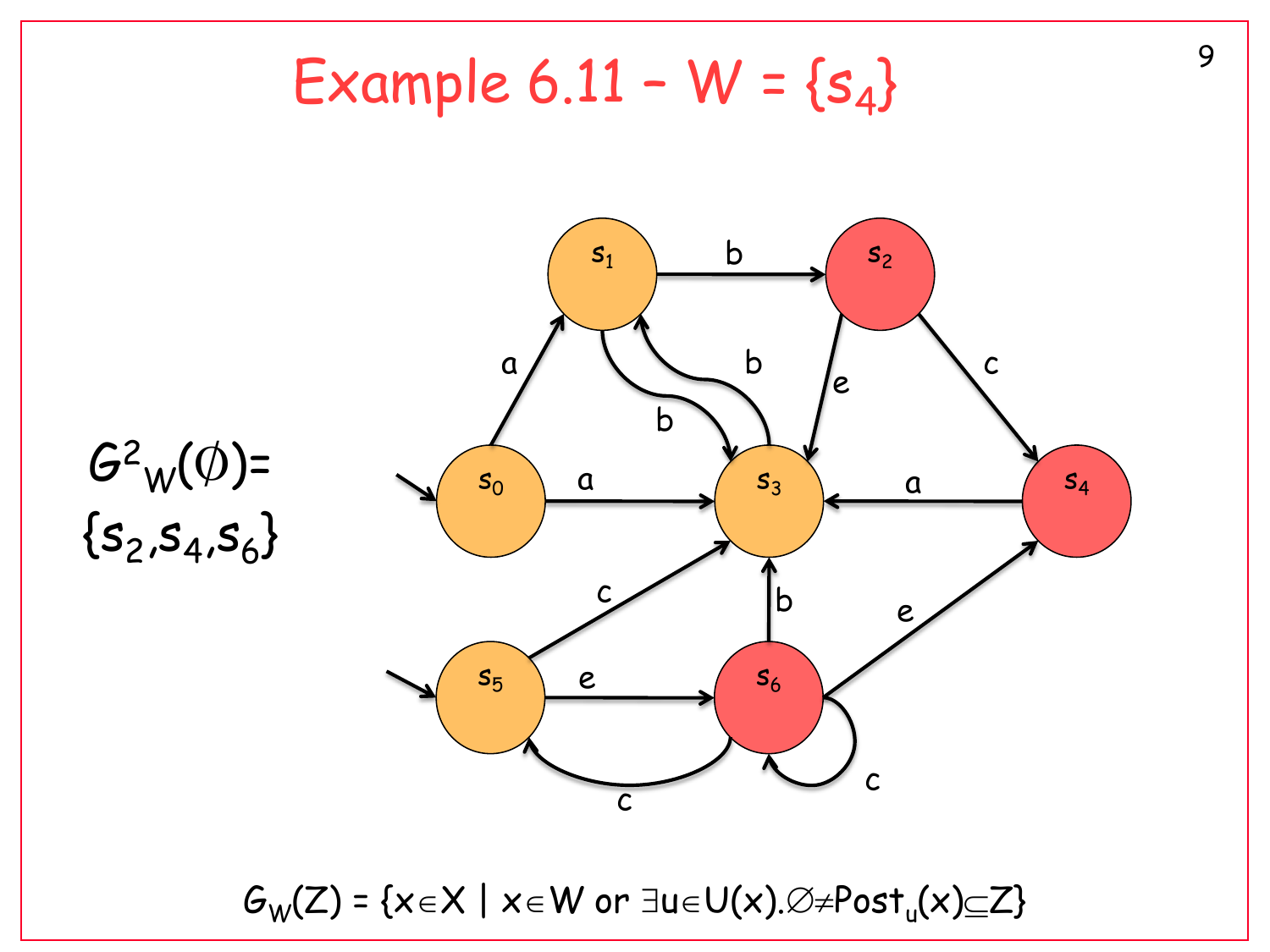# Example 6.11 – $W = \{s_4\}$

$G^2_W(\emptyset) = \{s_2, s_4, s_6\}$

$G_W(Z) = \{x \in X \mid x \in W \text{ or } \exists u \in U(x).\emptyset \neq Post_u(x) \subseteq Z\}$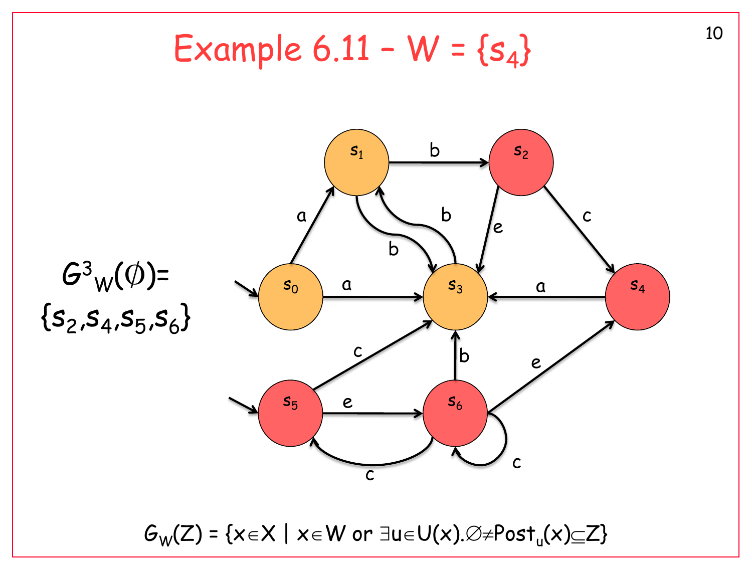# Example 6.11 – $W = \{s_4\}$

$G^3_W(\emptyset) = \{s_2, s_4, s_5, s_6\}$

$G_W(Z) = \{x \in X \mid x \in W \text{ or } \exists u \in U(x). \emptyset \neq Post_u(x) \subseteq Z\}$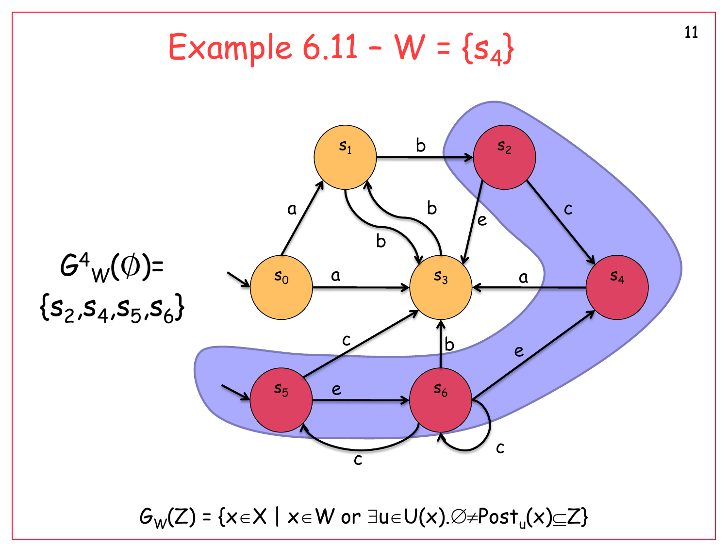# Example 6.11 - $W = \{s_4\}$

$G^4_W(\emptyset) = \{s_2, s_4, s_5, s_6\}$

$G_W(Z) = \{x \in X \mid x \in W \text{ or } \exists u \in U(x). \emptyset \neq Post_u(x) \subseteq Z\}$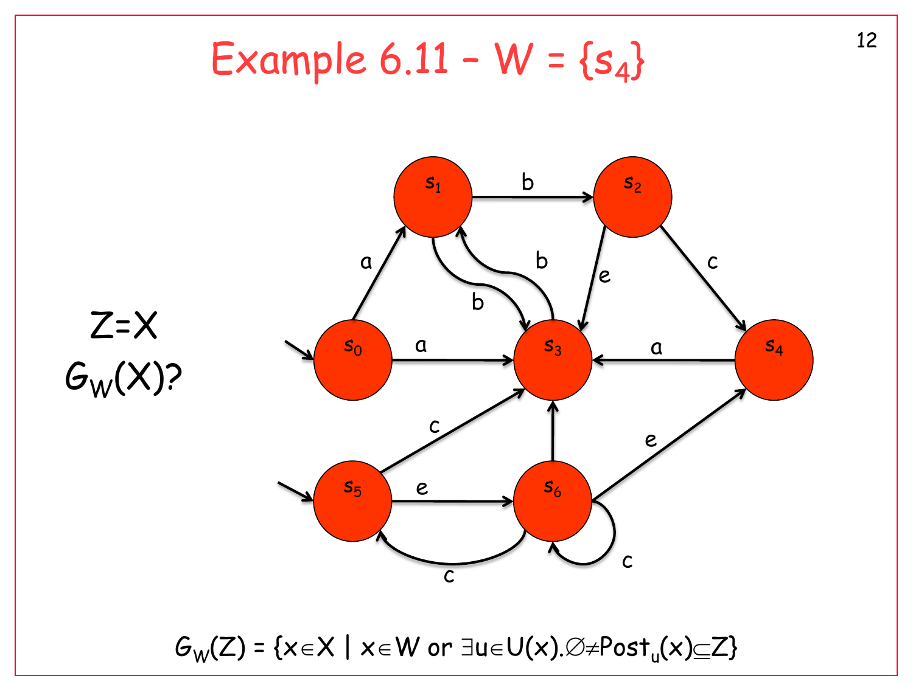# Example 6.11 – $W = \{s_4\}$

$Z = X$

$G_W(X)$?

$G_W(Z) = \{x \in X \mid x \in W \text{ or } \exists u \in U(x). \emptyset \neq Post_u(x) \subseteq Z\}$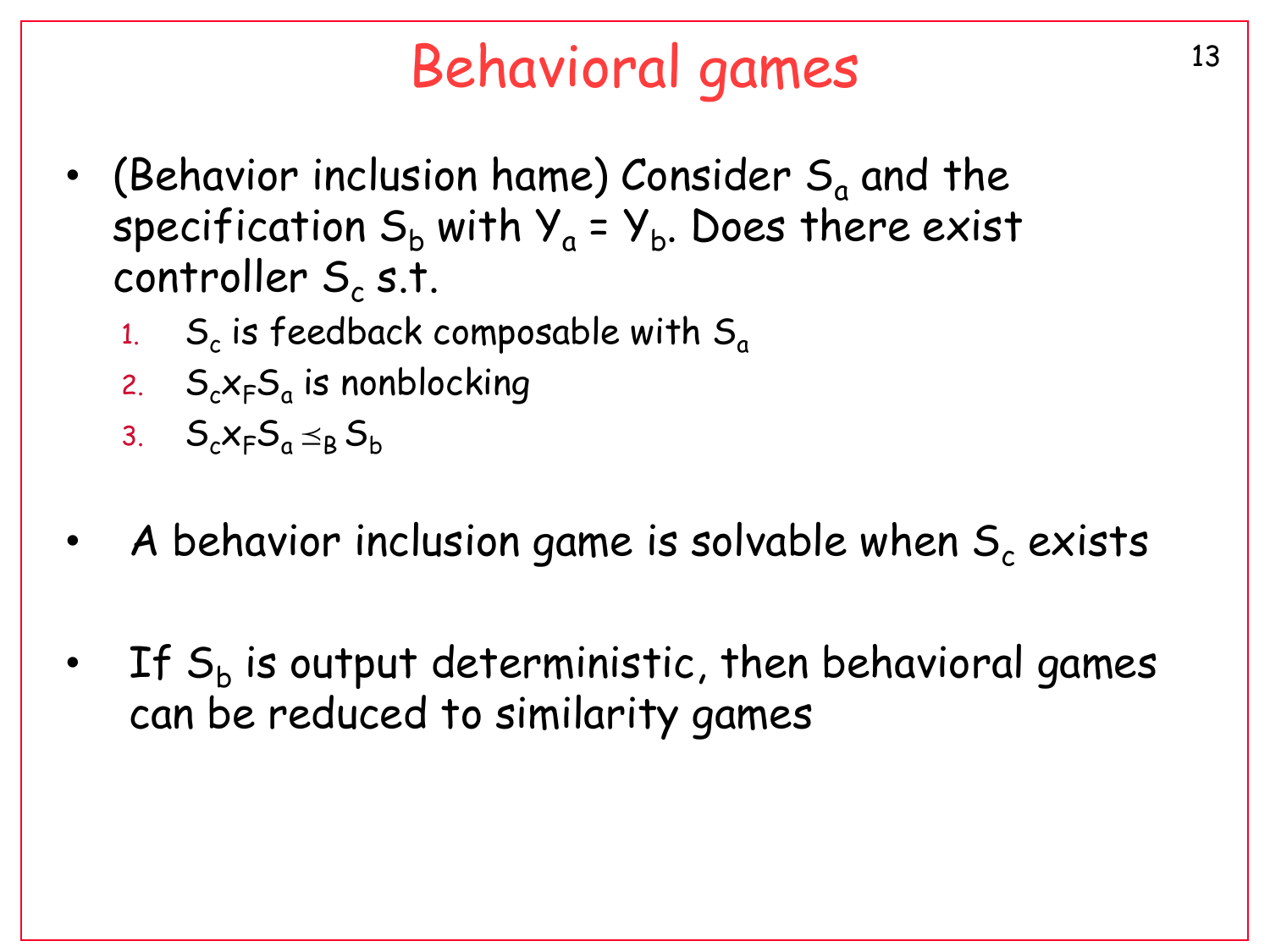# Behavioral games

- (Behavior inclusion hame) Consider $S_a$ and the specification $S_b$ with $Y_a = Y_b$. Does there exist controller $S_c$ s.t.
  1. $S_c$ is feedback composable with $S_a$
  2. $S_c \times_F S_a$ is nonblocking
  3. $S_c \times_F S_a \preceq_B S_b$

- A behavior inclusion game is solvable when $S_c$ exists

- If $S_b$ is output deterministic, then behavioral games can be reduced to similarity games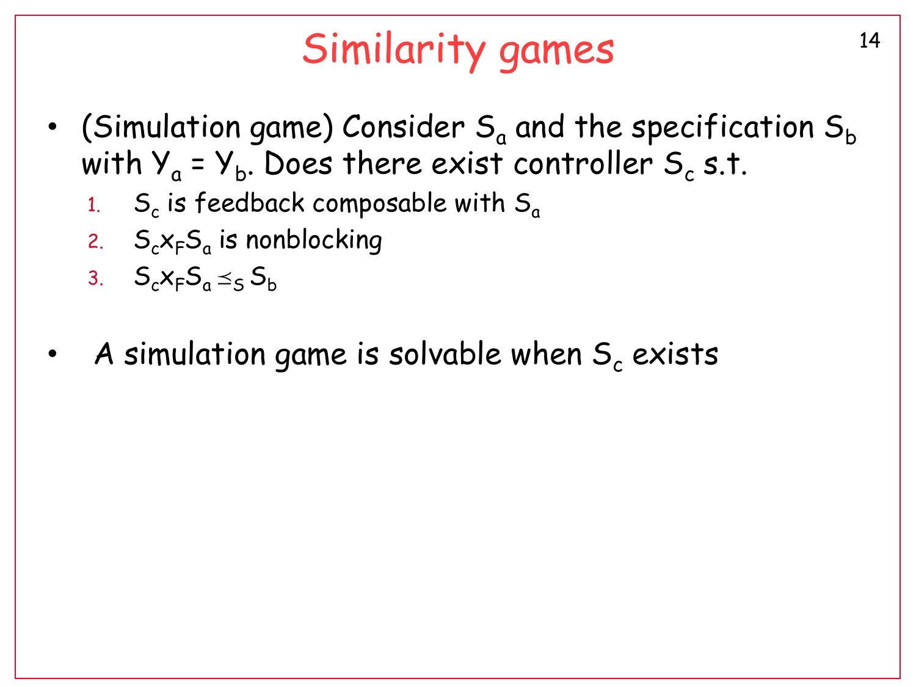# Similarity games

- (Simulation game) Consider $S_a$ and the specification $S_b$ with $Y_a = Y_b$. Does there exist controller $S_c$ s.t.
  1. $S_c$ is feedback composable with $S_a$
  2. $S_c \times_F S_a$ is nonblocking
  3. $S_c \times_F S_a \preceq_S S_b$

- A simulation game is solvable when $S_c$ exists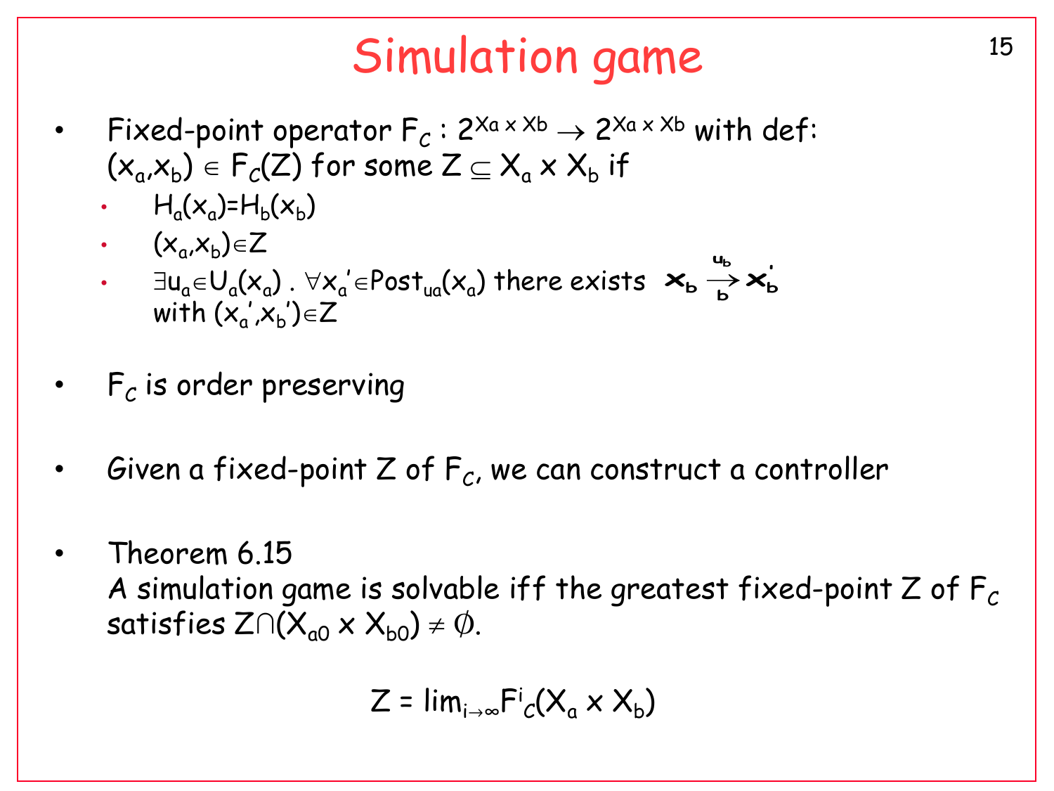# Simulation game

- Fixed-point operator $F_C : 2^{X_a \times X_b} \to 2^{X_a \times X_b}$ with def: $(x_a, x_b) \in F_C(Z)$ for some $Z \subseteq X_a \times X_b$ if
  - $H_a(x_a)=H_b(x_b)$
  - $(x_a, x_b) \in Z$
  - $\exists u_a \in U_a(x_a)$ . $\forall x_a' \in Post_{u_a}(x_a)$ there exists $x_b \xrightarrow[b]{u_b} x_b'$ with $(x_a', x_b') \in Z$

- $F_C$ is order preserving

- Given a fixed-point $Z$ of $F_C$, we can construct a controller

- Theorem 6.15
  A simulation game is solvable iff the greatest fixed-point $Z$ of $F_C$ satisfies $Z \cap (X_{a0} \times X_{b0}) \neq \emptyset$.

$$Z = \lim_{i \to \infty} F^i_C(X_a \times X_b)$$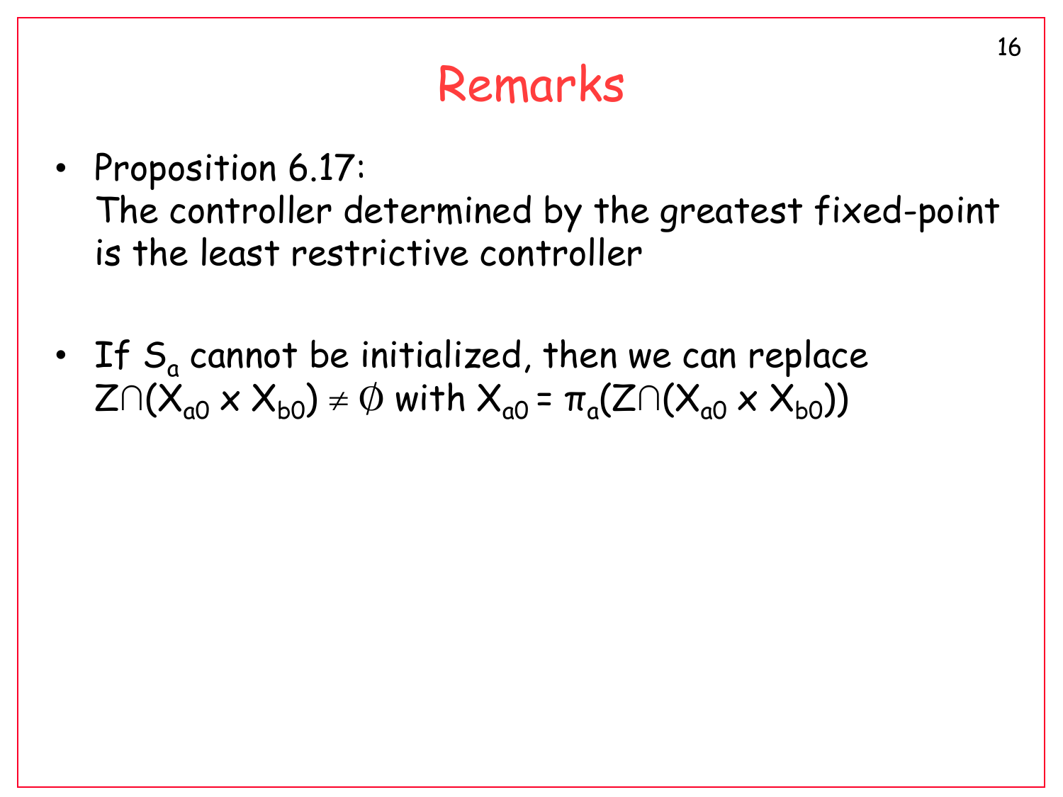# Remarks

- Proposition 6.17:
  The controller determined by the greatest fixed-point is the least restrictive controller

- If $S_a$ cannot be initialized, then we can replace $Z \cap (X_{a0} \times X_{b0}) \neq \emptyset$ with $X_{a0} = \pi_a(Z \cap (X_{a0} \times X_{b0}))$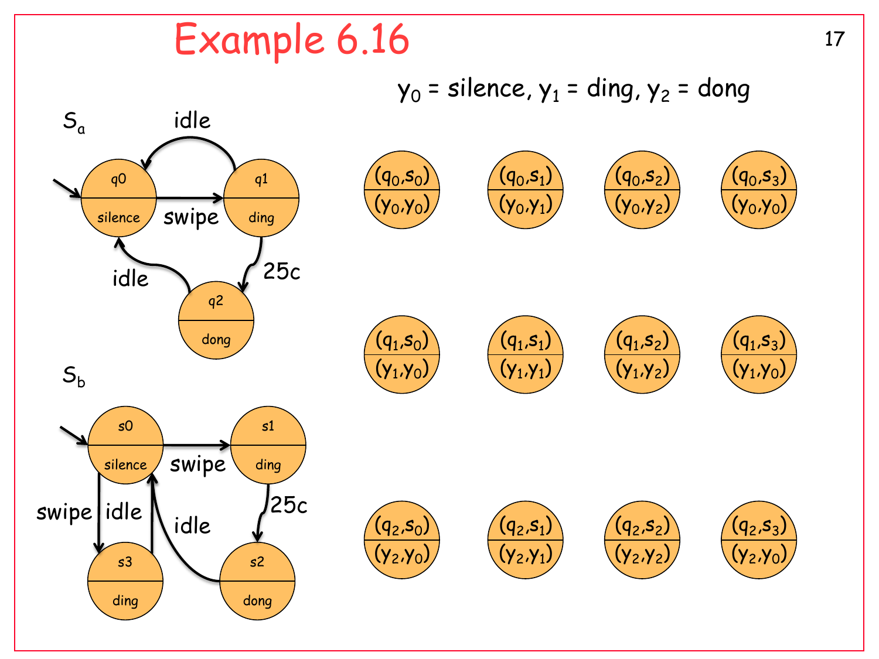# Example 6.16

$y_0$ = silence, $y_1$ = ding, $y_2$ = dong

**$S_a$**

- States: q0 (silence), q1 (ding), q2 (dong); initial state q0
- q0 —swipe→ q1
- q1 —idle→ q0
- q1 —25c→ q2
- q2 —idle→ q0

**$S_b$**

- States: s0 (silence), s1 (ding), s2 (dong), s3 (ding); initial state s0
- s0 —swipe→ s1
- s0 —swipe→ s3
- s3 —idle→ s0
- s1 —25c→ s2
- s2 —idle→ s0

| | | | |
|---|---|---|---|
| $(q_0,s_0)$ / $(y_0,y_0)$ | $(q_0,s_1)$ / $(y_0,y_1)$ | $(q_0,s_2)$ / $(y_0,y_2)$ | $(q_0,s_3)$ / $(y_0,y_0)$ |
| $(q_1,s_0)$ / $(y_1,y_0)$ | $(q_1,s_1)$ / $(y_1,y_1)$ | $(q_1,s_2)$ / $(y_1,y_2)$ | $(q_1,s_3)$ / $(y_1,y_0)$ |
| $(q_2,s_0)$ / $(y_2,y_0)$ | $(q_2,s_1)$ / $(y_2,y_1)$ | $(q_2,s_2)$ / $(y_2,y_2)$ | $(q_2,s_3)$ / $(y_2,y_0)$ |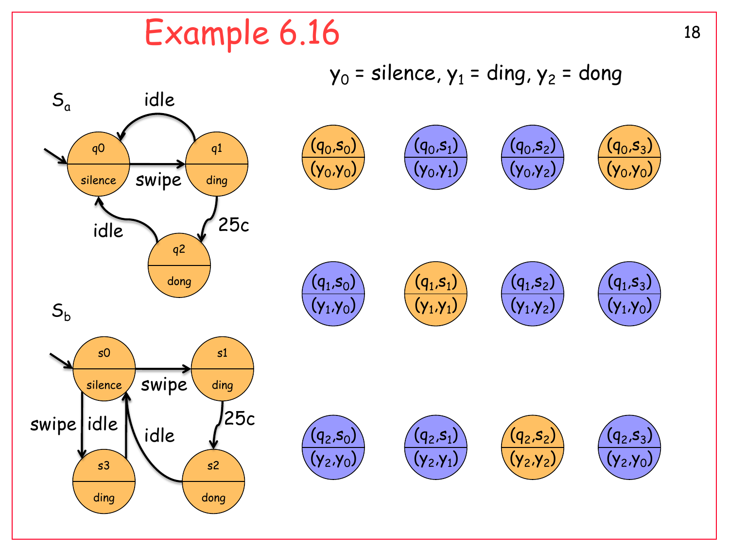# Example 6.16

$y_0$ = silence, $y_1$ = ding, $y_2$ = dong

$S_a$

- States: q0 (silence), q1 (ding), q2 (dong)
- q0 —swipe→ q1
- q1 —idle→ q0
- q1 —25c→ q2
- q2 —idle→ q0

$S_b$

- States: s0 (silence), s1 (ding), s2 (dong), s3 (ding)
- s0 —swipe→ s1
- s0 —swipe→ s3
- s3 —idle→ s0
- s1 —25c→ s2
- s2 —idle→ s0

| | | | |
|---|---|---|---|
| $(q_0,s_0)$ / $(y_0,y_0)$ | $(q_0,s_1)$ / $(y_0,y_1)$ | $(q_0,s_2)$ / $(y_0,y_2)$ | $(q_0,s_3)$ / $(y_0,y_0)$ |
| $(q_1,s_0)$ / $(y_1,y_0)$ | $(q_1,s_1)$ / $(y_1,y_1)$ | $(q_1,s_2)$ / $(y_1,y_2)$ | $(q_1,s_3)$ / $(y_1,y_0)$ |
| $(q_2,s_0)$ / $(y_2,y_0)$ | $(q_2,s_1)$ / $(y_2,y_1)$ | $(q_2,s_2)$ / $(y_2,y_2)$ | $(q_2,s_3)$ / $(y_2,y_0)$ |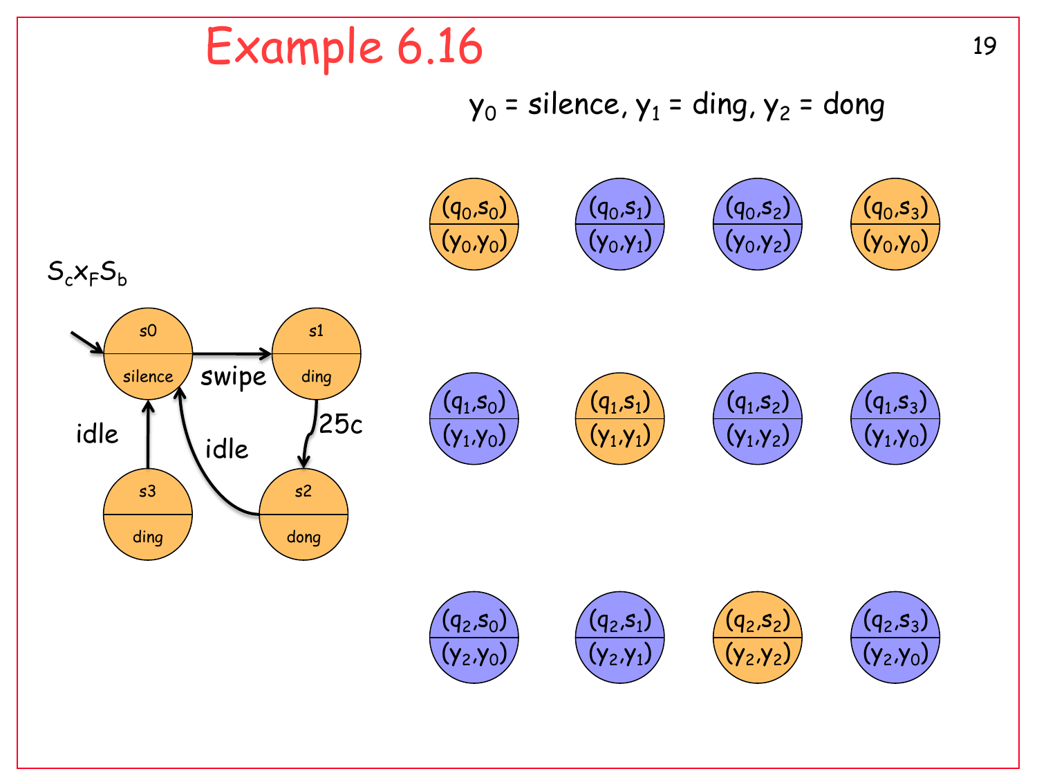# Example 6.16

$y_0$ = silence, $y_1$ = ding, $y_2$ = dong

$S_c x_F S_b$

s0: silence; s1: ding; s2: dong; s3: ding

swipe, 25c, idle, idle

| | | | |
|---|---|---|---|
| $(q_0,s_0)$ / $(y_0,y_0)$ | $(q_0,s_1)$ / $(y_0,y_1)$ | $(q_0,s_2)$ / $(y_0,y_2)$ | $(q_0,s_3)$ / $(y_0,y_0)$ |
| $(q_1,s_0)$ / $(y_1,y_0)$ | $(q_1,s_1)$ / $(y_1,y_1)$ | $(q_1,s_2)$ / $(y_1,y_2)$ | $(q_1,s_3)$ / $(y_1,y_0)$ |
| $(q_2,s_0)$ / $(y_2,y_0)$ | $(q_2,s_1)$ / $(y_2,y_1)$ | $(q_2,s_2)$ / $(y_2,y_2)$ | $(q_2,s_3)$ / $(y_2,y_0)$ |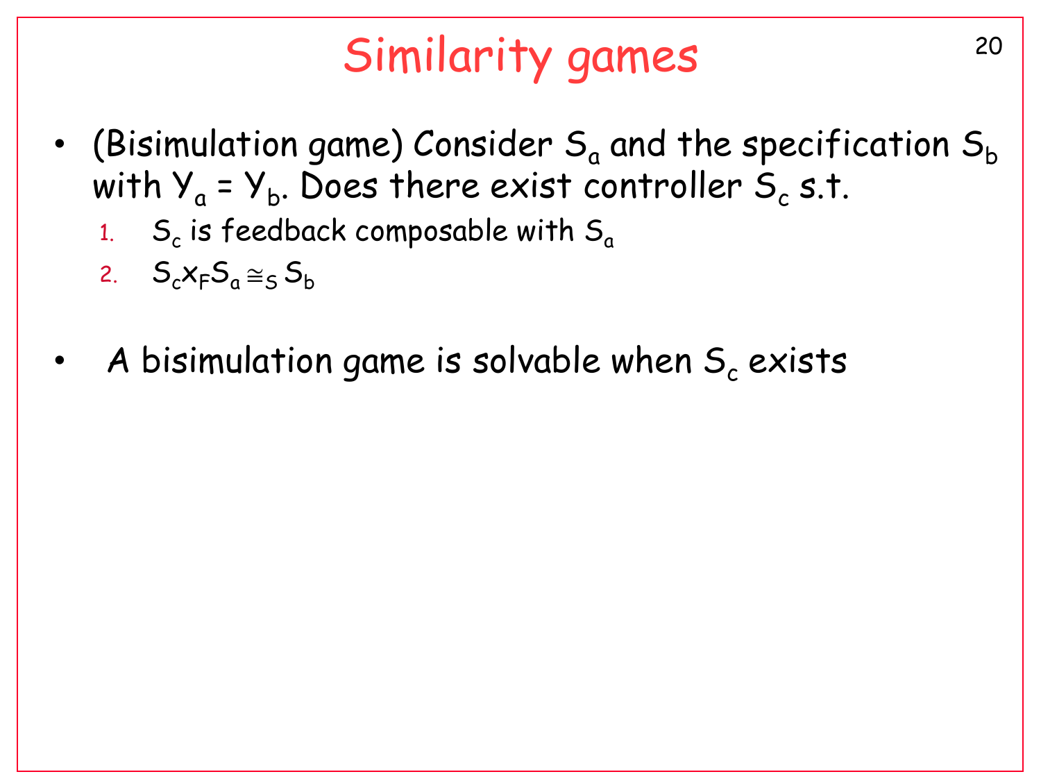# Similarity games

- (Bisimulation game) Consider $S_a$ and the specification $S_b$ with $Y_a = Y_b$. Does there exist controller $S_c$ s.t.
  1. $S_c$ is feedback composable with $S_a$
  2. $S_c \times_F S_a \cong_S S_b$

- A bisimulation game is solvable when $S_c$ exists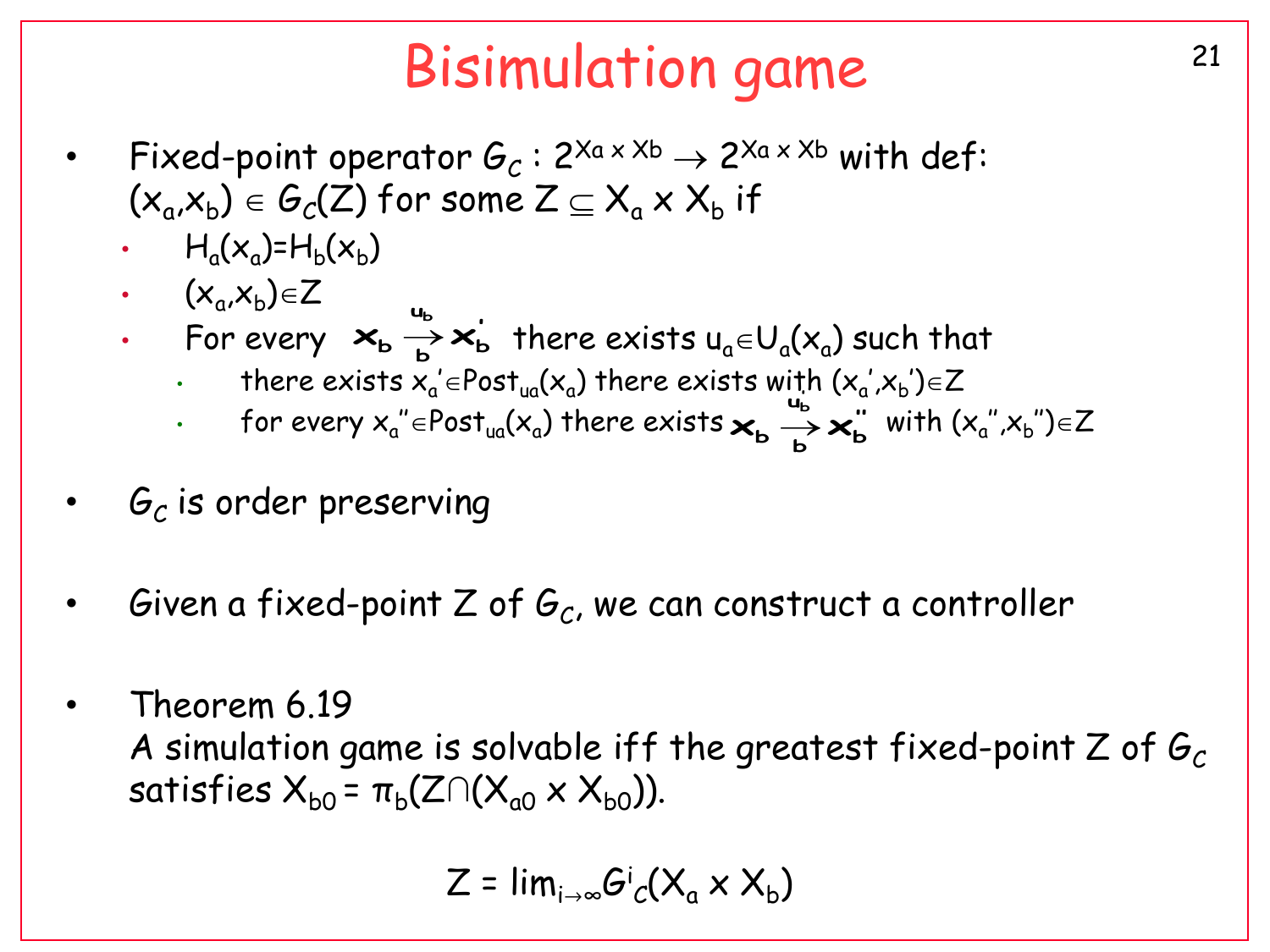# Bisimulation game

- Fixed-point operator $G_C : 2^{X_a \times X_b} \rightarrow 2^{X_a \times X_b}$ with def: $(x_a, x_b) \in G_C(Z)$ for some $Z \subseteq X_a \times X_b$ if
  - $H_a(x_a) = H_b(x_b)$
  - $(x_a, x_b) \in Z$
  - For every $x_b \overset{u_b}{\underset{b}{\rightarrow}} x_b'$ there exists $u_a \in U_a(x_a)$ such that
    - there exists $x_a' \in Post_{ua}(x_a)$ there exists with $(x_a', x_b') \in Z$
    - for every $x_a'' \in Post_{ua}(x_a)$ there exists $x_b \overset{u_b}{\underset{b}{\rightarrow}} x_b''$ with $(x_a'', x_b'') \in Z$

- $G_C$ is order preserving

- Given a fixed-point $Z$ of $G_C$, we can construct a controller

- Theorem 6.19
  A simulation game is solvable iff the greatest fixed-point $Z$ of $G_C$ satisfies $X_{b0} = \pi_b(Z \cap (X_{a0} \times X_{b0}))$.

$$Z = \lim_{i \rightarrow \infty} G^i_C(X_a \times X_b)$$